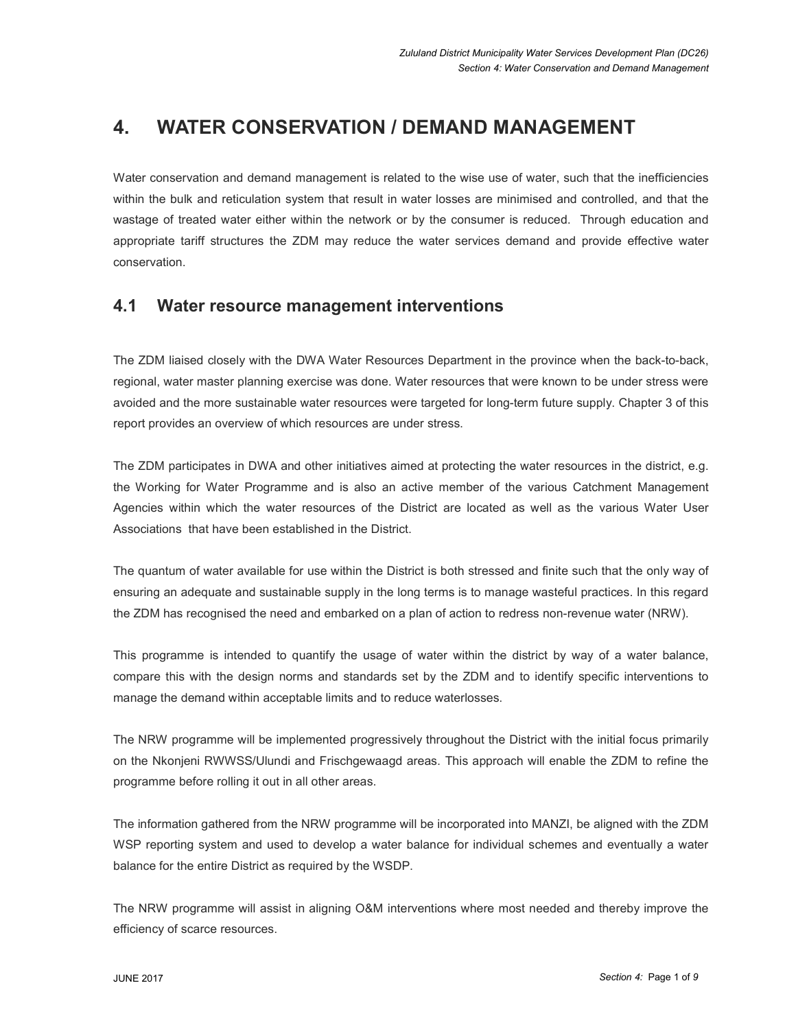# 4. WATER CONSERVATION / DEMAND MANAGEMENT

Water conservation and demand management is related to the wise use of water, such that the inefficiencies within the bulk and reticulation system that result in water losses are minimised and controlled, and that the wastage of treated water either within the network or by the consumer is reduced. Through education and appropriate tariff structures the ZDM may reduce the water services demand and provide effective water conservation.

## 4.1 Water resource management interventions

The ZDM liaised closely with the DWA Water Resources Department in the province when the back-to-back, regional, water master planning exercise was done. Water resources that were known to be under stress were avoided and the more sustainable water resources were targeted for long-term future supply. Chapter 3 of this report provides an overview of which resources are under stress.

The ZDM participates in DWA and other initiatives aimed at protecting the water resources in the district, e.g. the Working for Water Programme and is also an active member of the various Catchment Management Agencies within which the water resources of the District are located as well as the various Water User Associations that have been established in the District.

The quantum of water available for use within the District is both stressed and finite such that the only way of ensuring an adequate and sustainable supply in the long terms is to manage wasteful practices. In this regard the ZDM has recognised the need and embarked on a plan of action to redress non-revenue water (NRW).

This programme is intended to quantify the usage of water within the district by way of a water balance, compare this with the design norms and standards set by the ZDM and to identify specific interventions to manage the demand within acceptable limits and to reduce waterlosses.

The NRW programme will be implemented progressively throughout the District with the initial focus primarily on the Nkonjeni RWWSS/Ulundi and Frischgewaagd areas. This approach will enable the ZDM to refine the programme before rolling it out in all other areas.

The information gathered from the NRW programme will be incorporated into MANZI, be aligned with the ZDM WSP reporting system and used to develop a water balance for individual schemes and eventually a water balance for the entire District as required by the WSDP.

The NRW programme will assist in aligning O&M interventions where most needed and thereby improve the efficiency of scarce resources.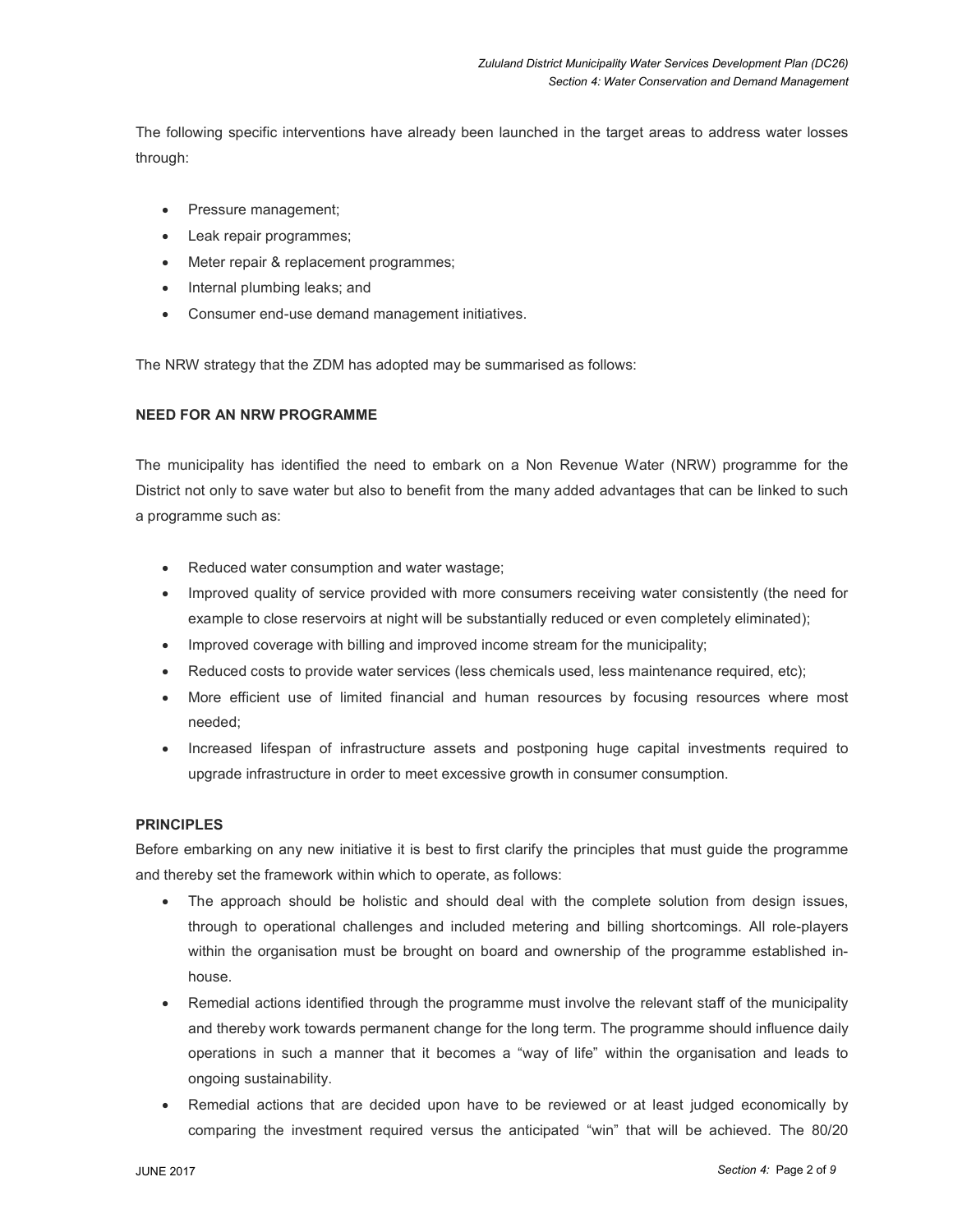The following specific interventions have already been launched in the target areas to address water losses through:

- Pressure management;
- Leak repair programmes;
- Meter repair & replacement programmes;
- Internal plumbing leaks; and
- Consumer end-use demand management initiatives.

The NRW strategy that the ZDM has adopted may be summarised as follows:

**NEED FOR AN NRW PROGRAMME**

The municipality has identified the need to embark on a Non Revenue Water (NRW) programme for the District not only to save water but also to benefit from the many added advantages that can be linked to such a programme such as:

- Reduced water consumption and water wastage;
- Improved quality of service provided with more consumers receiving water consistently (the need for example to close reservoirs at night will be substantially reduced or even completely eliminated);
- Improved coverage with billing and improved income stream for the municipality;
- Reduced costs to provide water services (less chemicals used, less maintenance required, etc);
- More efficient use of limited financial and human resources by focusing resources where most needed;
- Increased lifespan of infrastructure assets and postponing huge capital investments required to upgrade infrastructure in order to meet excessive growth in consumer consumption.

**PRINCIPLES**

Before embarking on any new initiative it is best to first clarify the principles that must guide the programme and thereby set the framework within which to operate, as follows:

- The approach should be holistic and should deal with the complete solution from design issues, through to operational challenges and included metering and billing shortcomings. All role-players within the organisation must be brought on board and ownership of the programme established in-house.
- Remedial actions identified through the programme must involve the relevant staff of the municipality and thereby work towards permanent change for the long term. The programme should influence daily operations in such a manner that it becomes a "way of life" within the organisation and leads to ongoing sustainability.
- Remedial actions that are decided upon have to be reviewed or at least judged economically by comparing the investment required versus the anticipated "win" that will be achieved. The 80/20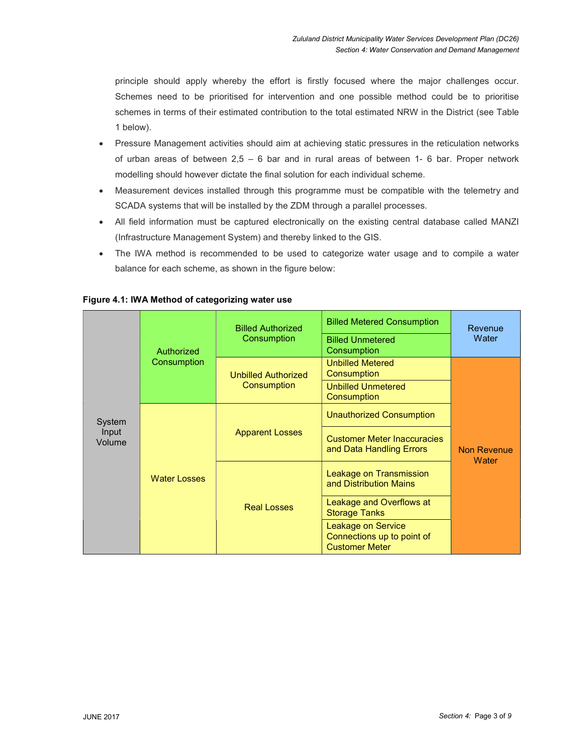principle should apply whereby the effort is firstly focused where the major challenges occur. Schemes need to be prioritised for intervention and one possible method could be to prioritise schemes in terms of their estimated contribution to the total estimated NRW in the District (see Table 1 below).

- Pressure Management activities should aim at achieving static pressures in the reticulation networks of urban areas of between 2,5 – 6 bar and in rural areas of between 1- 6 bar. Proper network modelling should however dictate the final solution for each individual scheme.
- Measurement devices installed through this programme must be compatible with the telemetry and SCADA systems that will be installed by the ZDM through a parallel processes.
- All field information must be captured electronically on the existing central database called MANZI (Infrastructure Management System) and thereby linked to the GIS.
- The IWA method is recommended to be used to categorize water usage and to compile a water balance for each scheme, as shown in the figure below:

**Figure 4.1: IWA Method of categorizing water use**

| | | | | |
|---|---|---|---|---|
| System Input Volume | Authorized Consumption | Billed Authorized Consumption | Billed Metered Consumption | Revenue Water |
| | | | Billed Unmetered Consumption | |
| | | Unbilled Authorized Consumption | Unbilled Metered Consumption | Non Revenue Water |
| | | | Unbilled Unmetered Consumption | |
| | Water Losses | Apparent Losses | Unauthorized Consumption | |
| | | | Customer Meter Inaccuracies and Data Handling Errors | |
| | | Real Losses | Leakage on Transmission and Distribution Mains | |
| | | | Leakage and Overflows at Storage Tanks | |
| | | | Leakage on Service Connections up to point of Customer Meter | |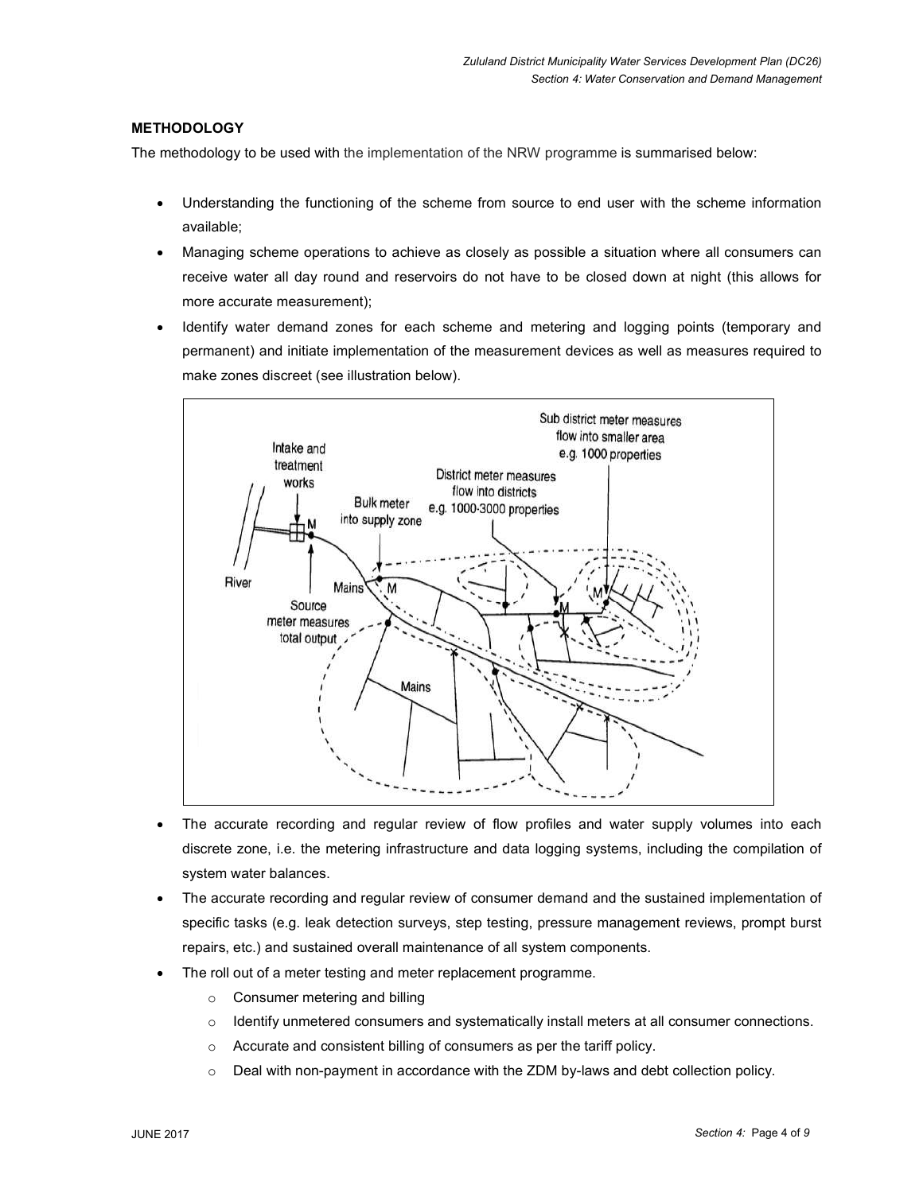**METHODOLOGY**

The methodology to be used with the implementation of the NRW programme is summarised below:

- Understanding the functioning of the scheme from source to end user with the scheme information available;
- Managing scheme operations to achieve as closely as possible a situation where all consumers can receive water all day round and reservoirs do not have to be closed down at night (this allows for more accurate measurement);
- Identify water demand zones for each scheme and metering and logging points (temporary and permanent) and initiate implementation of the measurement devices as well as measures required to make zones discreet (see illustration below).

- The accurate recording and regular review of flow profiles and water supply volumes into each discrete zone, i.e. the metering infrastructure and data logging systems, including the compilation of system water balances.
- The accurate recording and regular review of consumer demand and the sustained implementation of specific tasks (e.g. leak detection surveys, step testing, pressure management reviews, prompt burst repairs, etc.) and sustained overall maintenance of all system components.
- The roll out of a meter testing and meter replacement programme.
    - Consumer metering and billing
    - Identify unmetered consumers and systematically install meters at all consumer connections.
    - Accurate and consistent billing of consumers as per the tariff policy.
    - Deal with non-payment in accordance with the ZDM by-laws and debt collection policy.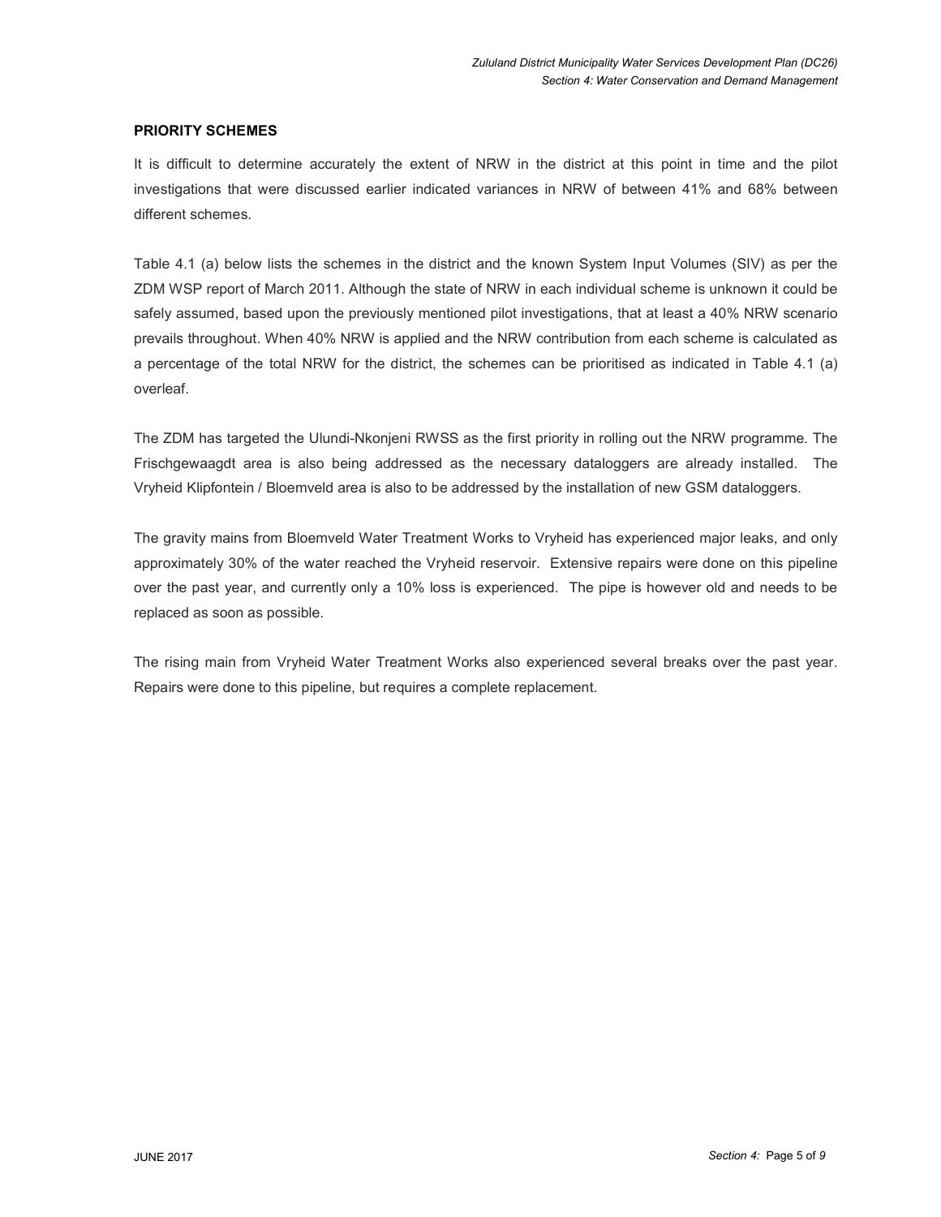**PRIORITY SCHEMES**

It is difficult to determine accurately the extent of NRW in the district at this point in time and the pilot investigations that were discussed earlier indicated variances in NRW of between 41% and 68% between different schemes.

Table 4.1 (a) below lists the schemes in the district and the known System Input Volumes (SIV) as per the ZDM WSP report of March 2011. Although the state of NRW in each individual scheme is unknown it could be safely assumed, based upon the previously mentioned pilot investigations, that at least a 40% NRW scenario prevails throughout. When 40% NRW is applied and the NRW contribution from each scheme is calculated as a percentage of the total NRW for the district, the schemes can be prioritised as indicated in Table 4.1 (a) overleaf.

The ZDM has targeted the Ulundi-Nkonjeni RWSS as the first priority in rolling out the NRW programme. The Frischgewaagdt area is also being addressed as the necessary dataloggers are already installed. The Vryheid Klipfontein / Bloemveld area is also to be addressed by the installation of new GSM dataloggers.

The gravity mains from Bloemveld Water Treatment Works to Vryheid has experienced major leaks, and only approximately 30% of the water reached the Vryheid reservoir. Extensive repairs were done on this pipeline over the past year, and currently only a 10% loss is experienced. The pipe is however old and needs to be replaced as soon as possible.

The rising main from Vryheid Water Treatment Works also experienced several breaks over the past year. Repairs were done to this pipeline, but requires a complete replacement.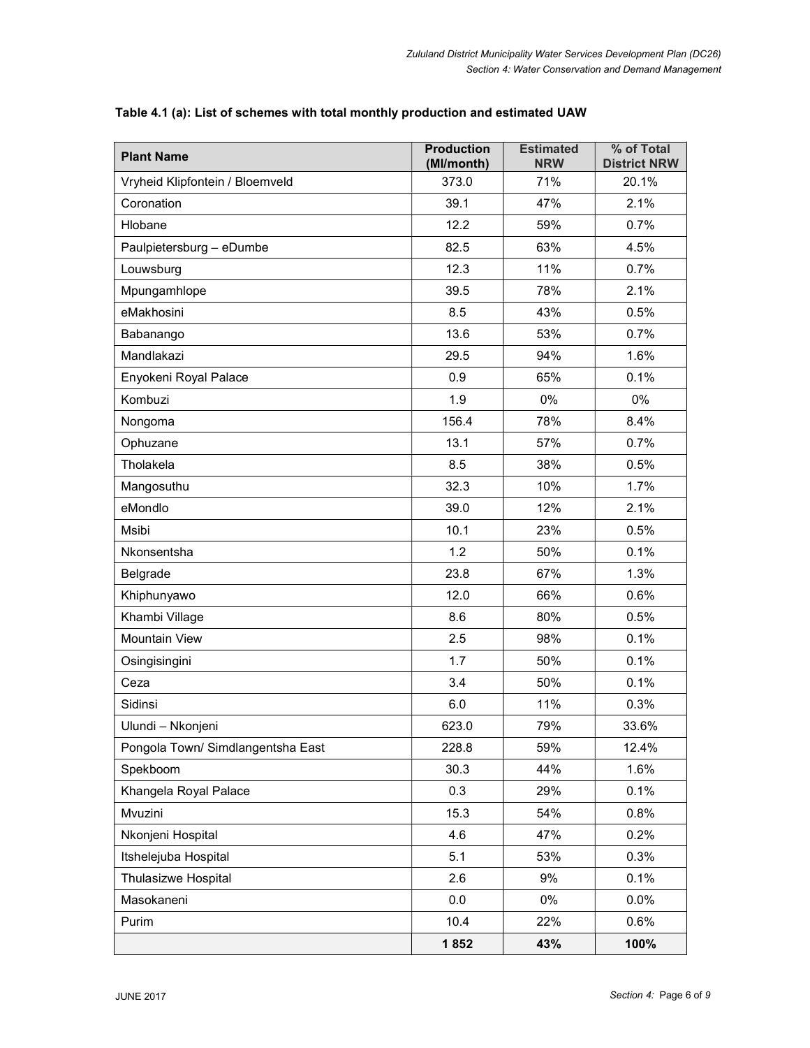**Table 4.1 (a): List of schemes with total monthly production and estimated UAW**

| Plant Name | Production (Ml/month) | Estimated NRW | % of Total District NRW |
|---|---|---|---|
| Vryheid Klipfontein / Bloemveld | 373.0 | 71% | 20.1% |
| Coronation | 39.1 | 47% | 2.1% |
| Hlobane | 12.2 | 59% | 0.7% |
| Paulpietersburg – eDumbe | 82.5 | 63% | 4.5% |
| Louwsburg | 12.3 | 11% | 0.7% |
| Mpungamhlope | 39.5 | 78% | 2.1% |
| eMakhosini | 8.5 | 43% | 0.5% |
| Babanango | 13.6 | 53% | 0.7% |
| Mandlakazi | 29.5 | 94% | 1.6% |
| Enyokeni Royal Palace | 0.9 | 65% | 0.1% |
| Kombuzi | 1.9 | 0% | 0% |
| Nongoma | 156.4 | 78% | 8.4% |
| Ophuzane | 13.1 | 57% | 0.7% |
| Tholakela | 8.5 | 38% | 0.5% |
| Mangosuthu | 32.3 | 10% | 1.7% |
| eMondlo | 39.0 | 12% | 2.1% |
| Msibi | 10.1 | 23% | 0.5% |
| Nkonsentsha | 1.2 | 50% | 0.1% |
| Belgrade | 23.8 | 67% | 1.3% |
| Khiphunyawo | 12.0 | 66% | 0.6% |
| Khambi Village | 8.6 | 80% | 0.5% |
| Mountain View | 2.5 | 98% | 0.1% |
| Osingisingini | 1.7 | 50% | 0.1% |
| Ceza | 3.4 | 50% | 0.1% |
| Sidinsi | 6.0 | 11% | 0.3% |
| Ulundi – Nkonjeni | 623.0 | 79% | 33.6% |
| Pongola Town/ Simdlangentsha East | 228.8 | 59% | 12.4% |
| Spekboom | 30.3 | 44% | 1.6% |
| Khangela Royal Palace | 0.3 | 29% | 0.1% |
| Mvuzini | 15.3 | 54% | 0.8% |
| Nkonjeni Hospital | 4.6 | 47% | 0.2% |
| Itshelejuba Hospital | 5.1 | 53% | 0.3% |
| Thulasizwe Hospital | 2.6 | 9% | 0.1% |
| Masokaneni | 0.0 | 0% | 0.0% |
| Purim | 10.4 | 22% | 0.6% |
| | **1 852** | **43%** | **100%** |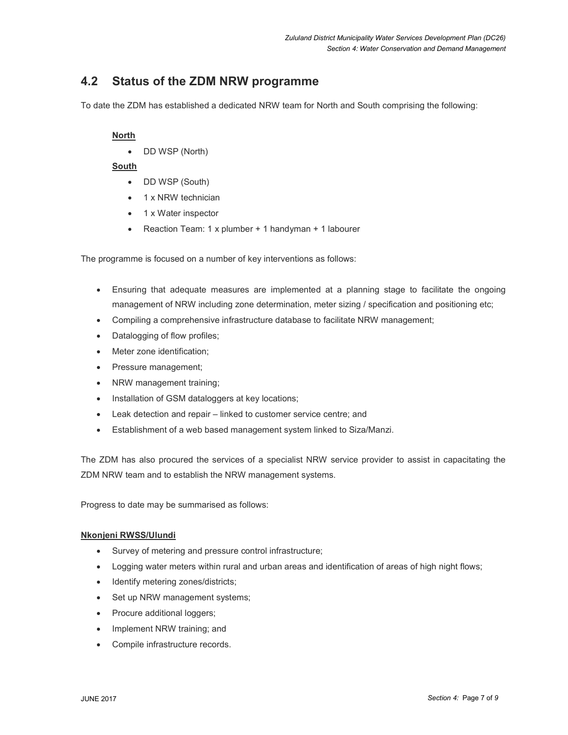## 4.2 Status of the ZDM NRW programme

To date the ZDM has established a dedicated NRW team for North and South comprising the following:

**North**

- DD WSP (North)

**South**

- DD WSP (South)
- 1 x NRW technician
- 1 x Water inspector
- Reaction Team: 1 x plumber + 1 handyman + 1 labourer

The programme is focused on a number of key interventions as follows:

- Ensuring that adequate measures are implemented at a planning stage to facilitate the ongoing management of NRW including zone determination, meter sizing / specification and positioning etc;
- Compiling a comprehensive infrastructure database to facilitate NRW management;
- Datalogging of flow profiles;
- Meter zone identification;
- Pressure management;
- NRW management training;
- Installation of GSM dataloggers at key locations;
- Leak detection and repair – linked to customer service centre; and
- Establishment of a web based management system linked to Siza/Manzi.

The ZDM has also procured the services of a specialist NRW service provider to assist in capacitating the ZDM NRW team and to establish the NRW management systems.

Progress to date may be summarised as follows:

**Nkonjeni RWSS/Ulundi**

- Survey of metering and pressure control infrastructure;
- Logging water meters within rural and urban areas and identification of areas of high night flows;
- Identify metering zones/districts;
- Set up NRW management systems;
- Procure additional loggers;
- Implement NRW training; and
- Compile infrastructure records.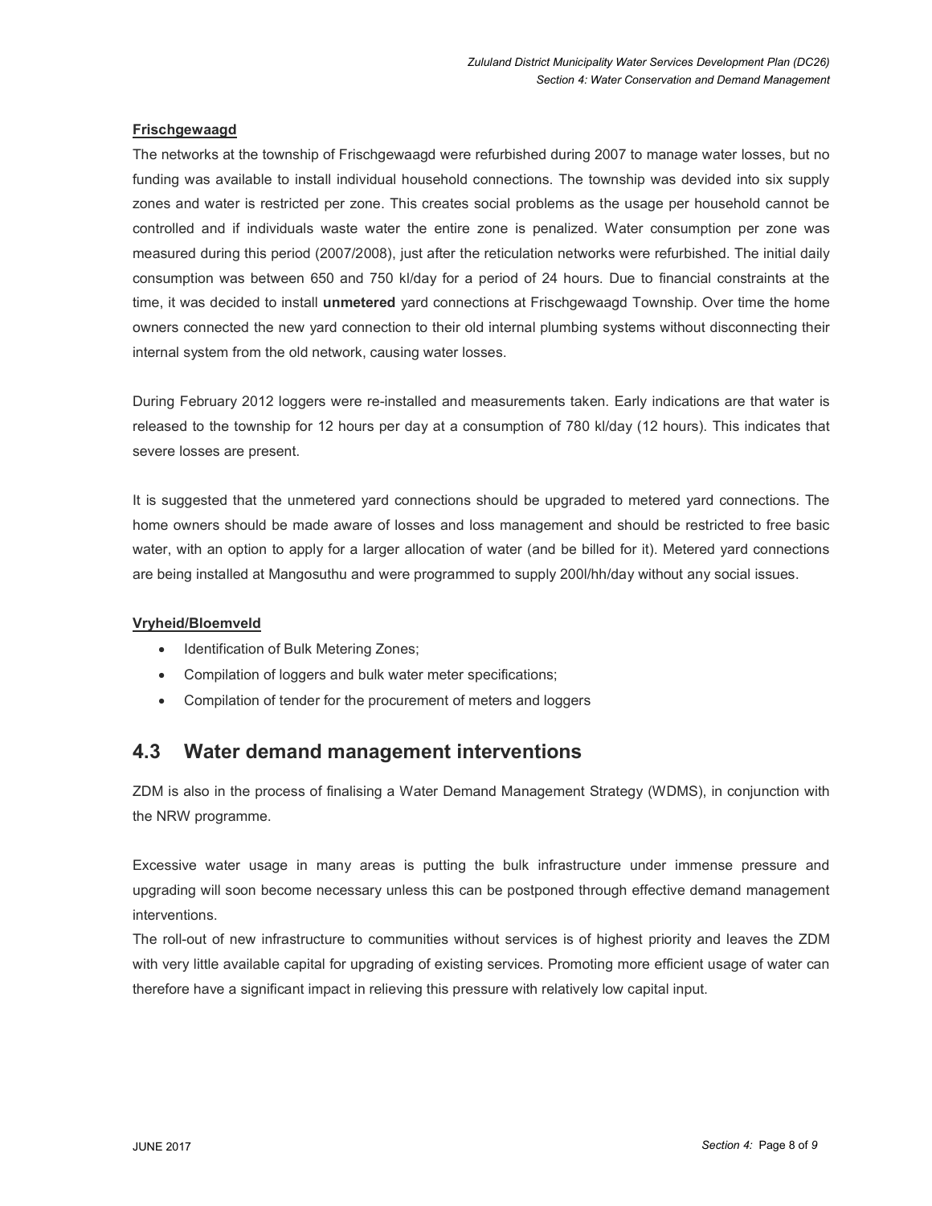**Frischgewaagd**

The networks at the township of Frischgewaagd were refurbished during 2007 to manage water losses, but no funding was available to install individual household connections. The township was devided into six supply zones and water is restricted per zone. This creates social problems as the usage per household cannot be controlled and if individuals waste water the entire zone is penalized. Water consumption per zone was measured during this period (2007/2008), just after the reticulation networks were refurbished. The initial daily consumption was between 650 and 750 kl/day for a period of 24 hours. Due to financial constraints at the time, it was decided to install **unmetered** yard connections at Frischgewaagd Township. Over time the home owners connected the new yard connection to their old internal plumbing systems without disconnecting their internal system from the old network, causing water losses.

During February 2012 loggers were re-installed and measurements taken. Early indications are that water is released to the township for 12 hours per day at a consumption of 780 kl/day (12 hours). This indicates that severe losses are present.

It is suggested that the unmetered yard connections should be upgraded to metered yard connections. The home owners should be made aware of losses and loss management and should be restricted to free basic water, with an option to apply for a larger allocation of water (and be billed for it). Metered yard connections are being installed at Mangosuthu and were programmed to supply 200l/hh/day without any social issues.

**Vryheid/Bloemveld**

- Identification of Bulk Metering Zones;
- Compilation of loggers and bulk water meter specifications;
- Compilation of tender for the procurement of meters and loggers

## 4.3 Water demand management interventions

ZDM is also in the process of finalising a Water Demand Management Strategy (WDMS), in conjunction with the NRW programme.

Excessive water usage in many areas is putting the bulk infrastructure under immense pressure and upgrading will soon become necessary unless this can be postponed through effective demand management interventions.

The roll-out of new infrastructure to communities without services is of highest priority and leaves the ZDM with very little available capital for upgrading of existing services. Promoting more efficient usage of water can therefore have a significant impact in relieving this pressure with relatively low capital input.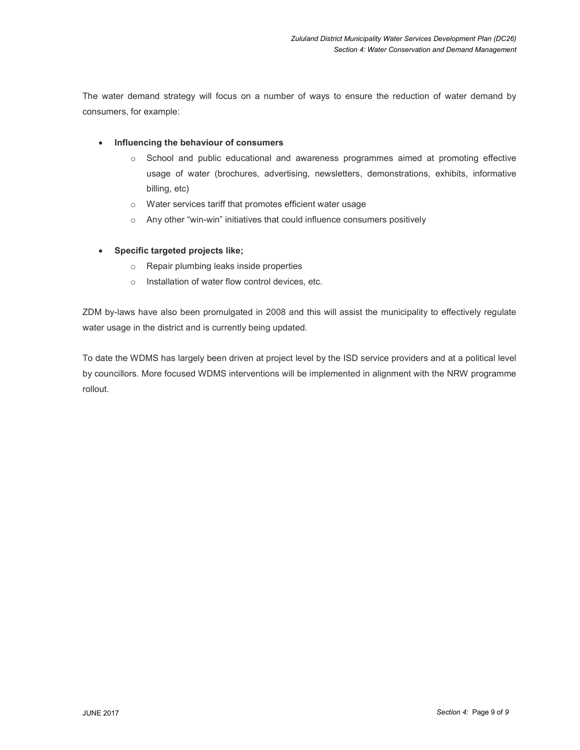The water demand strategy will focus on a number of ways to ensure the reduction of water demand by consumers, for example:

- **Influencing the behaviour of consumers**
  - School and public educational and awareness programmes aimed at promoting effective usage of water (brochures, advertising, newsletters, demonstrations, exhibits, informative billing, etc)
  - Water services tariff that promotes efficient water usage
  - Any other "win-win" initiatives that could influence consumers positively

- **Specific targeted projects like;**
  - Repair plumbing leaks inside properties
  - Installation of water flow control devices, etc.

ZDM by-laws have also been promulgated in 2008 and this will assist the municipality to effectively regulate water usage in the district and is currently being updated.

To date the WDMS has largely been driven at project level by the ISD service providers and at a political level by councillors. More focused WDMS interventions will be implemented in alignment with the NRW programme rollout.